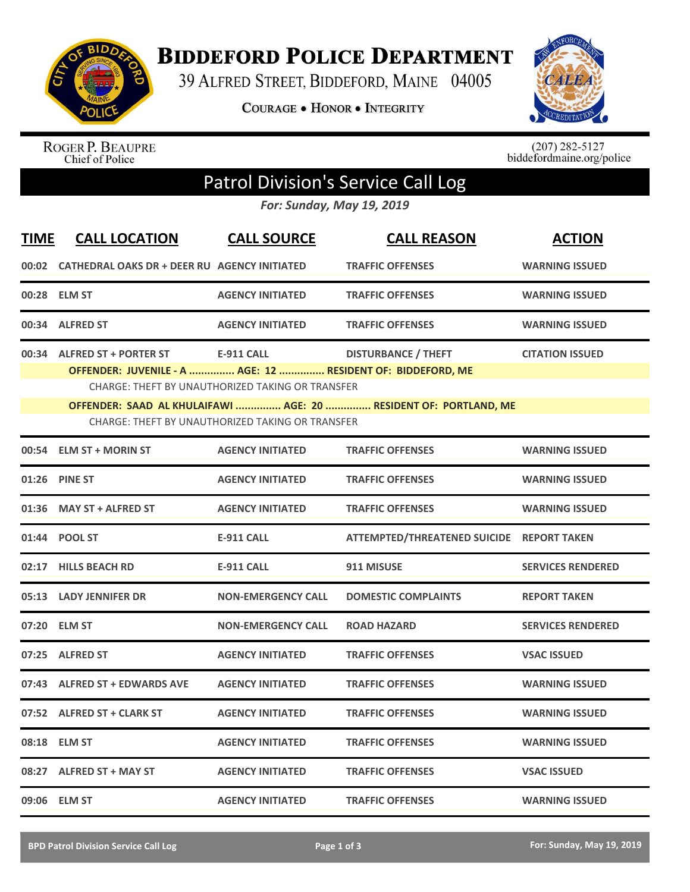# Biddeford Police Department

39 Alfred Street, Biddeford, Maine 04005

**Courage • Honor • Integrity**

Roger P. Beaupre
Chief of Police

(207) 282-5127
biddefordmaine.org/police

## Patrol Division's Service Call Log

*For: Sunday, May 19, 2019*

| TIME | CALL LOCATION | CALL SOURCE | CALL REASON | ACTION |
|---|---|---|---|---|
| 00:02 | CATHEDRAL OAKS DR + DEER RU | AGENCY INITIATED | TRAFFIC OFFENSES | WARNING ISSUED |
| 00:28 | ELM ST | AGENCY INITIATED | TRAFFIC OFFENSES | WARNING ISSUED |
| 00:34 | ALFRED ST | AGENCY INITIATED | TRAFFIC OFFENSES | WARNING ISSUED |
| 00:34 | ALFRED ST + PORTER ST | E-911 CALL | DISTURBANCE / THEFT | CITATION ISSUED |

OFFENDER: JUVENILE - A ............... AGE: 12 ............... RESIDENT OF: BIDDEFORD, ME
CHARGE: THEFT BY UNAUTHORIZED TAKING OR TRANSFER

OFFENDER: SAAD AL KHULAIFAWI ............... AGE: 20 ............... RESIDENT OF: PORTLAND, ME
CHARGE: THEFT BY UNAUTHORIZED TAKING OR TRANSFER

| TIME | CALL LOCATION | CALL SOURCE | CALL REASON | ACTION |
|---|---|---|---|---|
| 00:54 | ELM ST + MORIN ST | AGENCY INITIATED | TRAFFIC OFFENSES | WARNING ISSUED |
| 01:26 | PINE ST | AGENCY INITIATED | TRAFFIC OFFENSES | WARNING ISSUED |
| 01:36 | MAY ST + ALFRED ST | AGENCY INITIATED | TRAFFIC OFFENSES | WARNING ISSUED |
| 01:44 | POOL ST | E-911 CALL | ATTEMPTED/THREATENED SUICIDE | REPORT TAKEN |
| 02:17 | HILLS BEACH RD | E-911 CALL | 911 MISUSE | SERVICES RENDERED |
| 05:13 | LADY JENNIFER DR | NON-EMERGENCY CALL | DOMESTIC COMPLAINTS | REPORT TAKEN |
| 07:20 | ELM ST | NON-EMERGENCY CALL | ROAD HAZARD | SERVICES RENDERED |
| 07:25 | ALFRED ST | AGENCY INITIATED | TRAFFIC OFFENSES | VSAC ISSUED |
| 07:43 | ALFRED ST + EDWARDS AVE | AGENCY INITIATED | TRAFFIC OFFENSES | WARNING ISSUED |
| 07:52 | ALFRED ST + CLARK ST | AGENCY INITIATED | TRAFFIC OFFENSES | WARNING ISSUED |
| 08:18 | ELM ST | AGENCY INITIATED | TRAFFIC OFFENSES | WARNING ISSUED |
| 08:27 | ALFRED ST + MAY ST | AGENCY INITIATED | TRAFFIC OFFENSES | VSAC ISSUED |
| 09:06 | ELM ST | AGENCY INITIATED | TRAFFIC OFFENSES | WARNING ISSUED |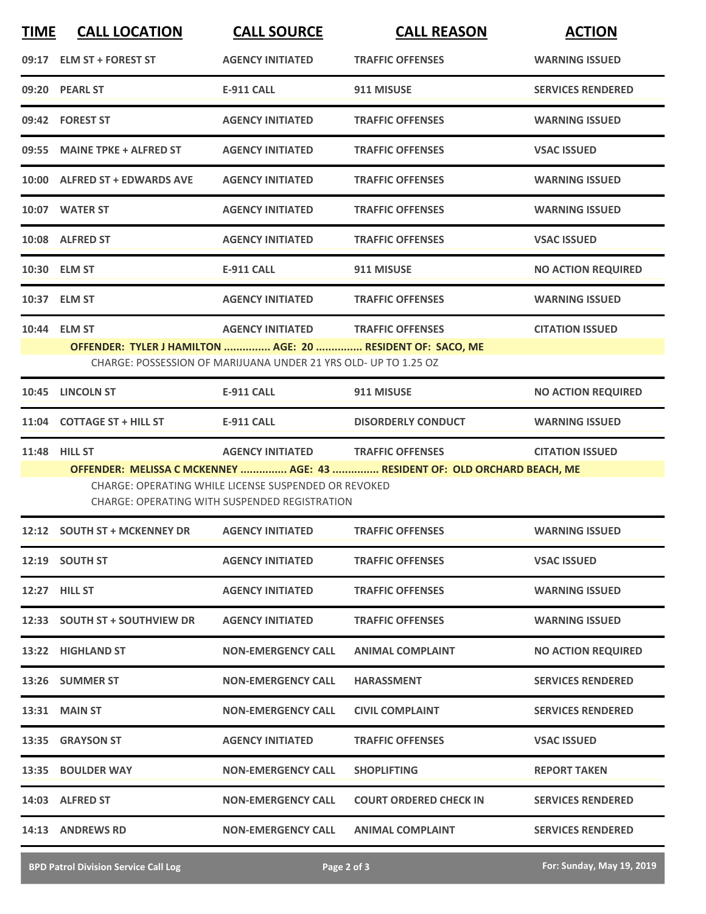| TIME | CALL LOCATION | CALL SOURCE | CALL REASON | ACTION |
|---|---|---|---|---|
| 09:17 | ELM ST + FOREST ST | AGENCY INITIATED | TRAFFIC OFFENSES | WARNING ISSUED |
| 09:20 | PEARL ST | E-911 CALL | 911 MISUSE | SERVICES RENDERED |
| 09:42 | FOREST ST | AGENCY INITIATED | TRAFFIC OFFENSES | WARNING ISSUED |
| 09:55 | MAINE TPKE + ALFRED ST | AGENCY INITIATED | TRAFFIC OFFENSES | VSAC ISSUED |
| 10:00 | ALFRED ST + EDWARDS AVE | AGENCY INITIATED | TRAFFIC OFFENSES | WARNING ISSUED |
| 10:07 | WATER ST | AGENCY INITIATED | TRAFFIC OFFENSES | WARNING ISSUED |
| 10:08 | ALFRED ST | AGENCY INITIATED | TRAFFIC OFFENSES | VSAC ISSUED |
| 10:30 | ELM ST | E-911 CALL | 911 MISUSE | NO ACTION REQUIRED |
| 10:37 | ELM ST | AGENCY INITIATED | TRAFFIC OFFENSES | WARNING ISSUED |
| 10:44 | ELM ST | AGENCY INITIATED | TRAFFIC OFFENSES | CITATION ISSUED |
| | **OFFENDER: TYLER J HAMILTON ............... AGE: 20 ............... RESIDENT OF: SACO, ME** | | | |
| | CHARGE: POSSESSION OF MARIJUANA UNDER 21 YRS OLD- UP TO 1.25 OZ | | | |
| 10:45 | LINCOLN ST | E-911 CALL | 911 MISUSE | NO ACTION REQUIRED |
| 11:04 | COTTAGE ST + HILL ST | E-911 CALL | DISORDERLY CONDUCT | WARNING ISSUED |
| 11:48 | HILL ST | AGENCY INITIATED | TRAFFIC OFFENSES | CITATION ISSUED |
| | **OFFENDER: MELISSA C MCKENNEY .............. AGE: 43 ............... RESIDENT OF: OLD ORCHARD BEACH, ME** | | | |
| | CHARGE: OPERATING WHILE LICENSE SUSPENDED OR REVOKED | | | |
| | CHARGE: OPERATING WITH SUSPENDED REGISTRATION | | | |
| 12:12 | SOUTH ST + MCKENNEY DR | AGENCY INITIATED | TRAFFIC OFFENSES | WARNING ISSUED |
| 12:19 | SOUTH ST | AGENCY INITIATED | TRAFFIC OFFENSES | VSAC ISSUED |
| 12:27 | HILL ST | AGENCY INITIATED | TRAFFIC OFFENSES | WARNING ISSUED |
| 12:33 | SOUTH ST + SOUTHVIEW DR | AGENCY INITIATED | TRAFFIC OFFENSES | WARNING ISSUED |
| 13:22 | HIGHLAND ST | NON-EMERGENCY CALL | ANIMAL COMPLAINT | NO ACTION REQUIRED |
| 13:26 | SUMMER ST | NON-EMERGENCY CALL | HARASSMENT | SERVICES RENDERED |
| 13:31 | MAIN ST | NON-EMERGENCY CALL | CIVIL COMPLAINT | SERVICES RENDERED |
| 13:35 | GRAYSON ST | AGENCY INITIATED | TRAFFIC OFFENSES | VSAC ISSUED |
| 13:35 | BOULDER WAY | NON-EMERGENCY CALL | SHOPLIFTING | REPORT TAKEN |
| 14:03 | ALFRED ST | NON-EMERGENCY CALL | COURT ORDERED CHECK IN | SERVICES RENDERED |
| 14:13 | ANDREWS RD | NON-EMERGENCY CALL | ANIMAL COMPLAINT | SERVICES RENDERED |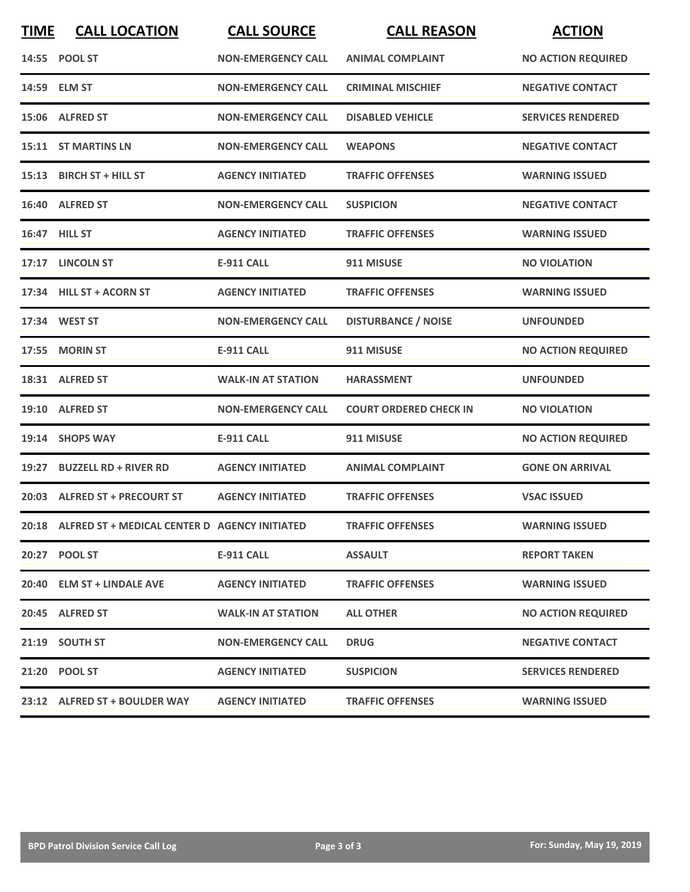| TIME | CALL LOCATION | CALL SOURCE | CALL REASON | ACTION |
|---|---|---|---|---|
| 14:55 | POOL ST | NON-EMERGENCY CALL | ANIMAL COMPLAINT | NO ACTION REQUIRED |
| 14:59 | ELM ST | NON-EMERGENCY CALL | CRIMINAL MISCHIEF | NEGATIVE CONTACT |
| 15:06 | ALFRED ST | NON-EMERGENCY CALL | DISABLED VEHICLE | SERVICES RENDERED |
| 15:11 | ST MARTINS LN | NON-EMERGENCY CALL | WEAPONS | NEGATIVE CONTACT |
| 15:13 | BIRCH ST + HILL ST | AGENCY INITIATED | TRAFFIC OFFENSES | WARNING ISSUED |
| 16:40 | ALFRED ST | NON-EMERGENCY CALL | SUSPICION | NEGATIVE CONTACT |
| 16:47 | HILL ST | AGENCY INITIATED | TRAFFIC OFFENSES | WARNING ISSUED |
| 17:17 | LINCOLN ST | E-911 CALL | 911 MISUSE | NO VIOLATION |
| 17:34 | HILL ST + ACORN ST | AGENCY INITIATED | TRAFFIC OFFENSES | WARNING ISSUED |
| 17:34 | WEST ST | NON-EMERGENCY CALL | DISTURBANCE / NOISE | UNFOUNDED |
| 17:55 | MORIN ST | E-911 CALL | 911 MISUSE | NO ACTION REQUIRED |
| 18:31 | ALFRED ST | WALK-IN AT STATION | HARASSMENT | UNFOUNDED |
| 19:10 | ALFRED ST | NON-EMERGENCY CALL | COURT ORDERED CHECK IN | NO VIOLATION |
| 19:14 | SHOPS WAY | E-911 CALL | 911 MISUSE | NO ACTION REQUIRED |
| 19:27 | BUZZELL RD + RIVER RD | AGENCY INITIATED | ANIMAL COMPLAINT | GONE ON ARRIVAL |
| 20:03 | ALFRED ST + PRECOURT ST | AGENCY INITIATED | TRAFFIC OFFENSES | VSAC ISSUED |
| 20:18 | ALFRED ST + MEDICAL CENTER D | AGENCY INITIATED | TRAFFIC OFFENSES | WARNING ISSUED |
| 20:27 | POOL ST | E-911 CALL | ASSAULT | REPORT TAKEN |
| 20:40 | ELM ST + LINDALE AVE | AGENCY INITIATED | TRAFFIC OFFENSES | WARNING ISSUED |
| 20:45 | ALFRED ST | WALK-IN AT STATION | ALL OTHER | NO ACTION REQUIRED |
| 21:19 | SOUTH ST | NON-EMERGENCY CALL | DRUG | NEGATIVE CONTACT |
| 21:20 | POOL ST | AGENCY INITIATED | SUSPICION | SERVICES RENDERED |
| 23:12 | ALFRED ST + BOULDER WAY | AGENCY INITIATED | TRAFFIC OFFENSES | WARNING ISSUED |